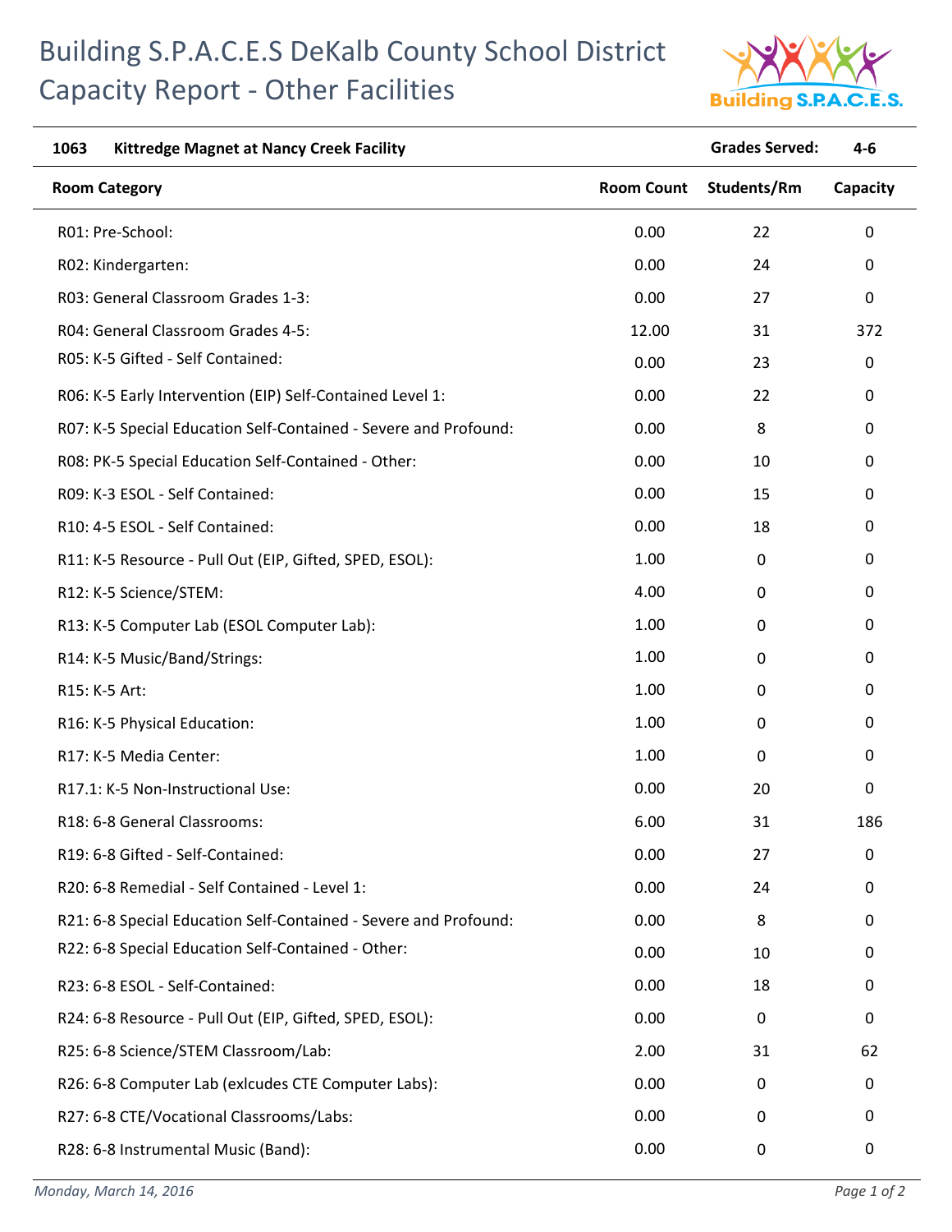# Building S.P.A.C.E.S DeKalb County School District Capacity Report - Other Facilities

| **1063** | **Kittredge Magnet at Nancy Creek Facility** | | **Grades Served:** | **4-6** |
|---|---|---|---|---|

| Room Category | Room Count | Students/Rm | Capacity |
|---|---|---|---|
| R01: Pre-School: | 0.00 | 22 | 0 |
| R02: Kindergarten: | 0.00 | 24 | 0 |
| R03: General Classroom Grades 1-3: | 0.00 | 27 | 0 |
| R04: General Classroom Grades 4-5: | 12.00 | 31 | 372 |
| R05: K-5 Gifted - Self Contained: | 0.00 | 23 | 0 |
| R06: K-5 Early Intervention (EIP) Self-Contained Level 1: | 0.00 | 22 | 0 |
| R07: K-5 Special Education Self-Contained - Severe and Profound: | 0.00 | 8 | 0 |
| R08: PK-5 Special Education Self-Contained - Other: | 0.00 | 10 | 0 |
| R09: K-3 ESOL - Self Contained: | 0.00 | 15 | 0 |
| R10: 4-5 ESOL - Self Contained: | 0.00 | 18 | 0 |
| R11: K-5 Resource - Pull Out (EIP, Gifted, SPED, ESOL): | 1.00 | 0 | 0 |
| R12: K-5 Science/STEM: | 4.00 | 0 | 0 |
| R13: K-5 Computer Lab (ESOL Computer Lab): | 1.00 | 0 | 0 |
| R14: K-5 Music/Band/Strings: | 1.00 | 0 | 0 |
| R15: K-5 Art: | 1.00 | 0 | 0 |
| R16: K-5 Physical Education: | 1.00 | 0 | 0 |
| R17: K-5 Media Center: | 1.00 | 0 | 0 |
| R17.1: K-5 Non-Instructional Use: | 0.00 | 20 | 0 |
| R18: 6-8 General Classrooms: | 6.00 | 31 | 186 |
| R19: 6-8 Gifted - Self-Contained: | 0.00 | 27 | 0 |
| R20: 6-8 Remedial - Self Contained - Level 1: | 0.00 | 24 | 0 |
| R21: 6-8 Special Education Self-Contained - Severe and Profound: | 0.00 | 8 | 0 |
| R22: 6-8 Special Education Self-Contained - Other: | 0.00 | 10 | 0 |
| R23: 6-8 ESOL - Self-Contained: | 0.00 | 18 | 0 |
| R24: 6-8 Resource - Pull Out (EIP, Gifted, SPED, ESOL): | 0.00 | 0 | 0 |
| R25: 6-8 Science/STEM Classroom/Lab: | 2.00 | 31 | 62 |
| R26: 6-8 Computer Lab (exlcudes CTE Computer Labs): | 0.00 | 0 | 0 |
| R27: 6-8 CTE/Vocational Classrooms/Labs: | 0.00 | 0 | 0 |
| R28: 6-8 Instrumental Music (Band): | 0.00 | 0 | 0 |

*Monday, March 14, 2016*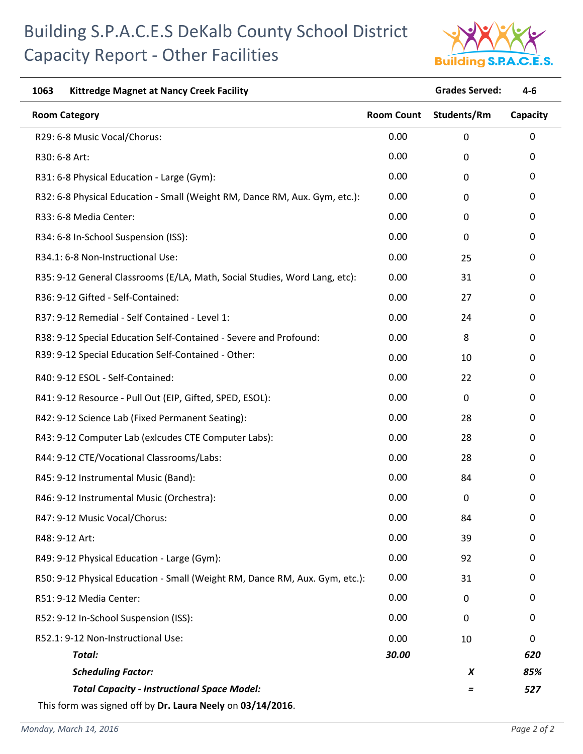# Building S.P.A.C.E.S DeKalb County School District Capacity Report - Other Facilities

| 1063 | Kittredge Magnet at Nancy Creek Facility | Grades Served: | 4-6 |
|---|---|---|---|

| Room Category | Room Count | Students/Rm | Capacity |
|---|---|---|---|
| R29: 6-8 Music Vocal/Chorus: | 0.00 | 0 | 0 |
| R30: 6-8 Art: | 0.00 | 0 | 0 |
| R31: 6-8 Physical Education - Large (Gym): | 0.00 | 0 | 0 |
| R32: 6-8 Physical Education - Small (Weight RM, Dance RM, Aux. Gym, etc.): | 0.00 | 0 | 0 |
| R33: 6-8 Media Center: | 0.00 | 0 | 0 |
| R34: 6-8 In-School Suspension (ISS): | 0.00 | 0 | 0 |
| R34.1: 6-8 Non-Instructional Use: | 0.00 | 25 | 0 |
| R35: 9-12 General Classrooms (E/LA, Math, Social Studies, Word Lang, etc): | 0.00 | 31 | 0 |
| R36: 9-12 Gifted - Self-Contained: | 0.00 | 27 | 0 |
| R37: 9-12 Remedial - Self Contained - Level 1: | 0.00 | 24 | 0 |
| R38: 9-12 Special Education Self-Contained - Severe and Profound: | 0.00 | 8 | 0 |
| R39: 9-12 Special Education Self-Contained - Other: | 0.00 | 10 | 0 |
| R40: 9-12 ESOL - Self-Contained: | 0.00 | 22 | 0 |
| R41: 9-12 Resource - Pull Out (EIP, Gifted, SPED, ESOL): | 0.00 | 0 | 0 |
| R42: 9-12 Science Lab (Fixed Permanent Seating): | 0.00 | 28 | 0 |
| R43: 9-12 Computer Lab (exlcudes CTE Computer Labs): | 0.00 | 28 | 0 |
| R44: 9-12 CTE/Vocational Classrooms/Labs: | 0.00 | 28 | 0 |
| R45: 9-12 Instrumental Music (Band): | 0.00 | 84 | 0 |
| R46: 9-12 Instrumental Music (Orchestra): | 0.00 | 0 | 0 |
| R47: 9-12 Music Vocal/Chorus: | 0.00 | 84 | 0 |
| R48: 9-12 Art: | 0.00 | 39 | 0 |
| R49: 9-12 Physical Education - Large (Gym): | 0.00 | 92 | 0 |
| R50: 9-12 Physical Education - Small (Weight RM, Dance RM, Aux. Gym, etc.): | 0.00 | 31 | 0 |
| R51: 9-12 Media Center: | 0.00 | 0 | 0 |
| R52: 9-12 In-School Suspension (ISS): | 0.00 | 0 | 0 |
| R52.1: 9-12 Non-Instructional Use: | 0.00 | 10 | 0 |
| ***Total:*** | ***30.00*** | | ***620*** |
| ***Scheduling Factor:*** | | ***X*** | ***85%*** |
| ***Total Capacity - Instructional Space Model:*** | | ***=*** | ***527*** |

This form was signed off by **Dr. Laura Neely** on **03/14/2016**.